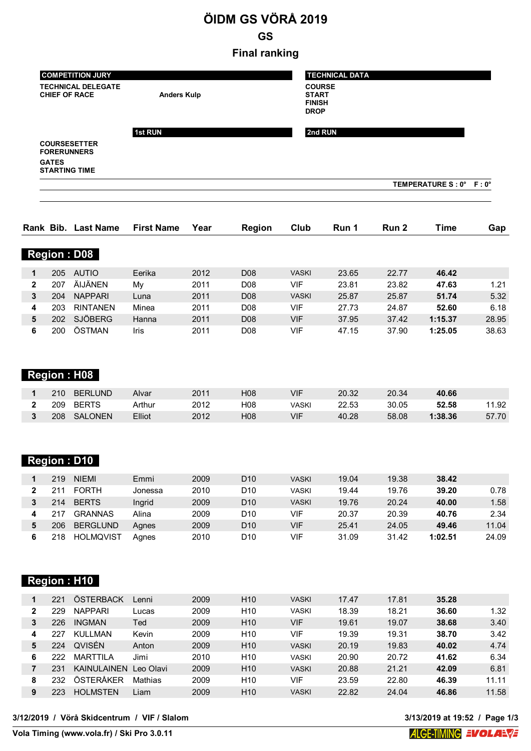# ÖIDM GS VÖRÅ 2019

## GS

## Final ranking

| COMPETITION JURY | | TECHNICAL DATA |
|---|---|---|
| TECHNICAL DELEGATE | | COURSE |
| CHIEF OF RACE | Anders Kulp | START |
| | | FINISH |
| | | DROP |

| | 1st RUN | 2nd RUN |
|---|---|---|
| COURSESETTER | | |
| FORERUNNERS | | |
| GATES | | |
| STARTING TIME | | |

TEMPERATURE S : 0° F : 0°

### Region : D08

| Rank | Bib. | Last Name | First Name | Year | Region | Club | Run 1 | Run 2 | Time | Gap |
|---|---|---|---|---|---|---|---|---|---|---|
| 1 | 205 | AUTIO | Eerika | 2012 | D08 | VASKI | 23.65 | 22.77 | **46.42** | |
| 2 | 207 | ÄIJÄNEN | My | 2011 | D08 | VIF | 23.81 | 23.82 | **47.63** | 1.21 |
| 3 | 204 | NAPPARI | Luna | 2011 | D08 | VASKI | 25.87 | 25.87 | **51.74** | 5.32 |
| 4 | 203 | RINTANEN | Minea | 2011 | D08 | VIF | 27.73 | 24.87 | **52.60** | 6.18 |
| 5 | 202 | SJÖBERG | Hanna | 2011 | D08 | VIF | 37.95 | 37.42 | **1:15.37** | 28.95 |
| 6 | 200 | ÖSTMAN | Iris | 2011 | D08 | VIF | 47.15 | 37.90 | **1:25.05** | 38.63 |

### Region : H08

| Rank | Bib. | Last Name | First Name | Year | Region | Club | Run 1 | Run 2 | Time | Gap |
|---|---|---|---|---|---|---|---|---|---|---|
| 1 | 210 | BERLUND | Alvar | 2011 | H08 | VIF | 20.32 | 20.34 | **40.66** | |
| 2 | 209 | BERTS | Arthur | 2012 | H08 | VASKI | 22.53 | 30.05 | **52.58** | 11.92 |
| 3 | 208 | SALONEN | Elliot | 2012 | H08 | VIF | 40.28 | 58.08 | **1:38.36** | 57.70 |

### Region : D10

| Rank | Bib. | Last Name | First Name | Year | Region | Club | Run 1 | Run 2 | Time | Gap |
|---|---|---|---|---|---|---|---|---|---|---|
| 1 | 219 | NIEMI | Emmi | 2009 | D10 | VASKI | 19.04 | 19.38 | **38.42** | |
| 2 | 211 | FORTH | Jonessa | 2010 | D10 | VASKI | 19.44 | 19.76 | **39.20** | 0.78 |
| 3 | 214 | BERTS | Ingrid | 2009 | D10 | VASKI | 19.76 | 20.24 | **40.00** | 1.58 |
| 4 | 217 | GRANNAS | Alina | 2009 | D10 | VIF | 20.37 | 20.39 | **40.76** | 2.34 |
| 5 | 206 | BERGLUND | Agnes | 2009 | D10 | VIF | 25.41 | 24.05 | **49.46** | 11.04 |
| 6 | 218 | HOLMQVIST | Agnes | 2010 | D10 | VIF | 31.09 | 31.42 | **1:02.51** | 24.09 |

### Region : H10

| Rank | Bib. | Last Name | First Name | Year | Region | Club | Run 1 | Run 2 | Time | Gap |
|---|---|---|---|---|---|---|---|---|---|---|
| 1 | 221 | ÖSTERBACK | Lenni | 2009 | H10 | VASKI | 17.47 | 17.81 | **35.28** | |
| 2 | 229 | NAPPARI | Lucas | 2009 | H10 | VASKI | 18.39 | 18.21 | **36.60** | 1.32 |
| 3 | 226 | INGMAN | Ted | 2009 | H10 | VIF | 19.61 | 19.07 | **38.68** | 3.40 |
| 4 | 227 | KULLMAN | Kevin | 2009 | H10 | VIF | 19.39 | 19.31 | **38.70** | 3.42 |
| 5 | 224 | QVISÉN | Anton | 2009 | H10 | VASKI | 20.19 | 19.83 | **40.02** | 4.74 |
| 6 | 222 | MARTTILA | Jimi | 2010 | H10 | VASKI | 20.90 | 20.72 | **41.62** | 6.34 |
| 7 | 231 | KAINULAINEN | Leo Olavi | 2009 | H10 | VASKI | 20.88 | 21.21 | **42.09** | 6.81 |
| 8 | 232 | ÖSTERÅKER | Mathias | 2009 | H10 | VIF | 23.59 | 22.80 | **46.39** | 11.11 |
| 9 | 223 | HOLMSTEN | Liam | 2009 | H10 | VASKI | 22.82 | 24.04 | **46.86** | 11.58 |

3/12/2019 / Vörå Skidcentrum / VIF / Slalom

3/13/2019 at 19:52

Vola Timing (www.vola.fr) / Ski Pro 3.0.11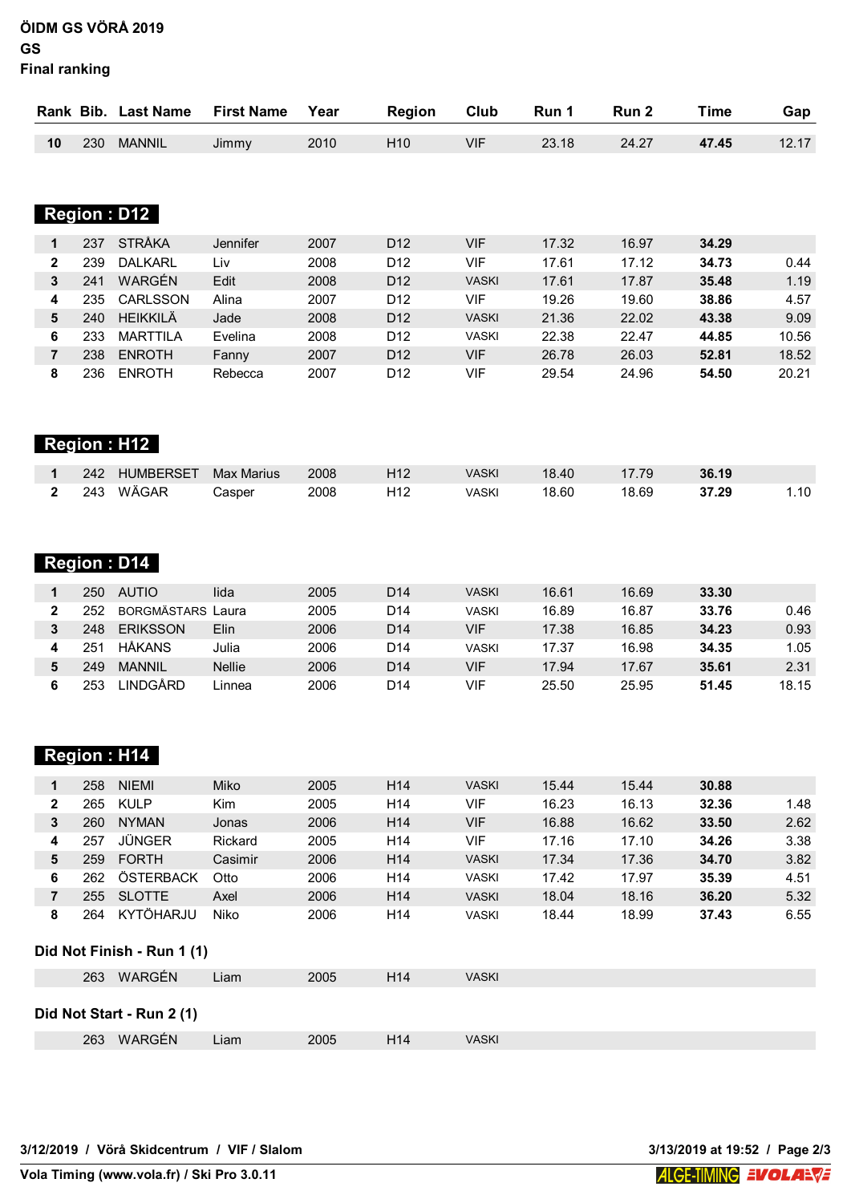ÖIDM GS VÖRÅ 2019
GS
Final ranking

| Rank | Bib. | Last Name | First Name | Year | Region | Club | Run 1 | Run 2 | Time | Gap |
|---|---|---|---|---|---|---|---|---|---|---|
| 10 | 230 | MANNIL | Jimmy | 2010 | H10 | VIF | 23.18 | 24.27 | **47.45** | 12.17 |

## Region : D12

| Rank | Bib. | Last Name | First Name | Year | Region | Club | Run 1 | Run 2 | Time | Gap |
|---|---|---|---|---|---|---|---|---|---|---|
| 1 | 237 | STRÅKA | Jennifer | 2007 | D12 | VIF | 17.32 | 16.97 | **34.29** | |
| 2 | 239 | DALKARL | Liv | 2008 | D12 | VIF | 17.61 | 17.12 | **34.73** | 0.44 |
| 3 | 241 | WARGÉN | Edit | 2008 | D12 | VASKI | 17.61 | 17.87 | **35.48** | 1.19 |
| 4 | 235 | CARLSSON | Alina | 2007 | D12 | VIF | 19.26 | 19.60 | **38.86** | 4.57 |
| 5 | 240 | HEIKKILÄ | Jade | 2008 | D12 | VASKI | 21.36 | 22.02 | **43.38** | 9.09 |
| 6 | 233 | MARTTILA | Evelina | 2008 | D12 | VASKI | 22.38 | 22.47 | **44.85** | 10.56 |
| 7 | 238 | ENROTH | Fanny | 2007 | D12 | VIF | 26.78 | 26.03 | **52.81** | 18.52 |
| 8 | 236 | ENROTH | Rebecca | 2007 | D12 | VIF | 29.54 | 24.96 | **54.50** | 20.21 |

## Region : H12

| Rank | Bib. | Last Name | First Name | Year | Region | Club | Run 1 | Run 2 | Time | Gap |
|---|---|---|---|---|---|---|---|---|---|---|
| 1 | 242 | HUMBERSET | Max Marius | 2008 | H12 | VASKI | 18.40 | 17.79 | **36.19** | |
| 2 | 243 | WÄGAR | Casper | 2008 | H12 | VASKI | 18.60 | 18.69 | **37.29** | 1.10 |

## Region : D14

| Rank | Bib. | Last Name | First Name | Year | Region | Club | Run 1 | Run 2 | Time | Gap |
|---|---|---|---|---|---|---|---|---|---|---|
| 1 | 250 | AUTIO | Iida | 2005 | D14 | VASKI | 16.61 | 16.69 | **33.30** | |
| 2 | 252 | BORGMÄSTARS | Laura | 2005 | D14 | VASKI | 16.89 | 16.87 | **33.76** | 0.46 |
| 3 | 248 | ERIKSSON | Elin | 2006 | D14 | VIF | 17.38 | 16.85 | **34.23** | 0.93 |
| 4 | 251 | HÅKANS | Julia | 2006 | D14 | VASKI | 17.37 | 16.98 | **34.35** | 1.05 |
| 5 | 249 | MANNIL | Nellie | 2006 | D14 | VIF | 17.94 | 17.67 | **35.61** | 2.31 |
| 6 | 253 | LINDGÅRD | Linnea | 2006 | D14 | VIF | 25.50 | 25.95 | **51.45** | 18.15 |

## Region : H14

| Rank | Bib. | Last Name | First Name | Year | Region | Club | Run 1 | Run 2 | Time | Gap |
|---|---|---|---|---|---|---|---|---|---|---|
| 1 | 258 | NIEMI | Miko | 2005 | H14 | VASKI | 15.44 | 15.44 | **30.88** | |
| 2 | 265 | KULP | Kim | 2005 | H14 | VIF | 16.23 | 16.13 | **32.36** | 1.48 |
| 3 | 260 | NYMAN | Jonas | 2006 | H14 | VIF | 16.88 | 16.62 | **33.50** | 2.62 |
| 4 | 257 | JÜNGER | Rickard | 2005 | H14 | VIF | 17.16 | 17.10 | **34.26** | 3.38 |
| 5 | 259 | FORTH | Casimir | 2006 | H14 | VASKI | 17.34 | 17.36 | **34.70** | 3.82 |
| 6 | 262 | ÖSTERBACK | Otto | 2006 | H14 | VASKI | 17.42 | 17.97 | **35.39** | 4.51 |
| 7 | 255 | SLOTTE | Axel | 2006 | H14 | VASKI | 18.04 | 18.16 | **36.20** | 5.32 |
| 8 | 264 | KYTÖHARJU | Niko | 2006 | H14 | VASKI | 18.44 | 18.99 | **37.43** | 6.55 |

### Did Not Finish - Run 1 (1)

| Bib. | Last Name | First Name | Year | Region | Club |
|---|---|---|---|---|---|
| 263 | WARGÉN | Liam | 2005 | H14 | VASKI |

### Did Not Start - Run 2 (1)

| Bib. | Last Name | First Name | Year | Region | Club |
|---|---|---|---|---|---|
| 263 | WARGÉN | Liam | 2005 | H14 | VASKI |

3/12/2019 / Vörå Skidcentrum / VIF / Slalom

Vola Timing (www.vola.fr) / Ski Pro 3.0.11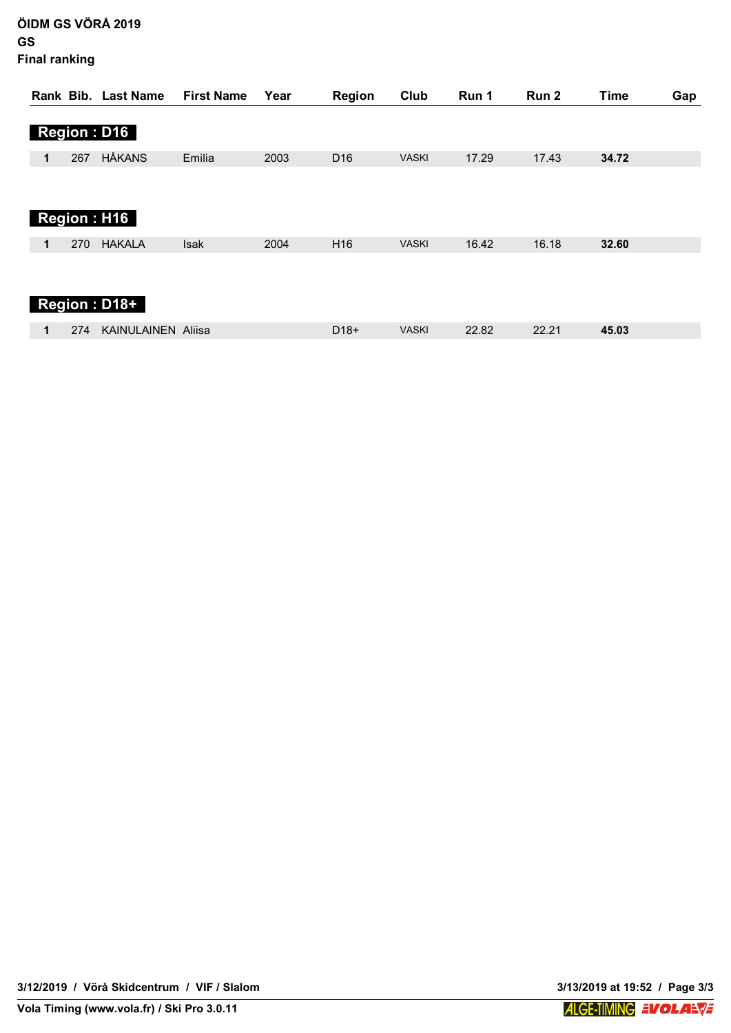**ÖIDM GS VÖRÅ 2019**
**GS**
**Final ranking**

| Rank | Bib. | Last Name | First Name | Year | Region | Club | Run 1 | Run 2 | Time | Gap |
|---|---|---|---|---|---|---|---|---|---|---|
| **Region : D16** | | | | | | | | | | |
| **1** | 267 | HÅKANS | Emilia | 2003 | D16 | VASKI | 17.29 | 17.43 | **34.72** | |
| **Region : H16** | | | | | | | | | | |
| **1** | 270 | HAKALA | Isak | 2004 | H16 | VASKI | 16.42 | 16.18 | **32.60** | |
| **Region : D18+** | | | | | | | | | | |
| **1** | 274 | KAINULAINEN | Aliisa | | D18+ | VASKI | 22.82 | 22.21 | **45.03** | |

**3/12/2019 / Vörå Skidcentrum / VIF / Slalom**

**3/13/2019 at 19:52**

**Vola Timing (www.vola.fr) / Ski Pro 3.0.11**